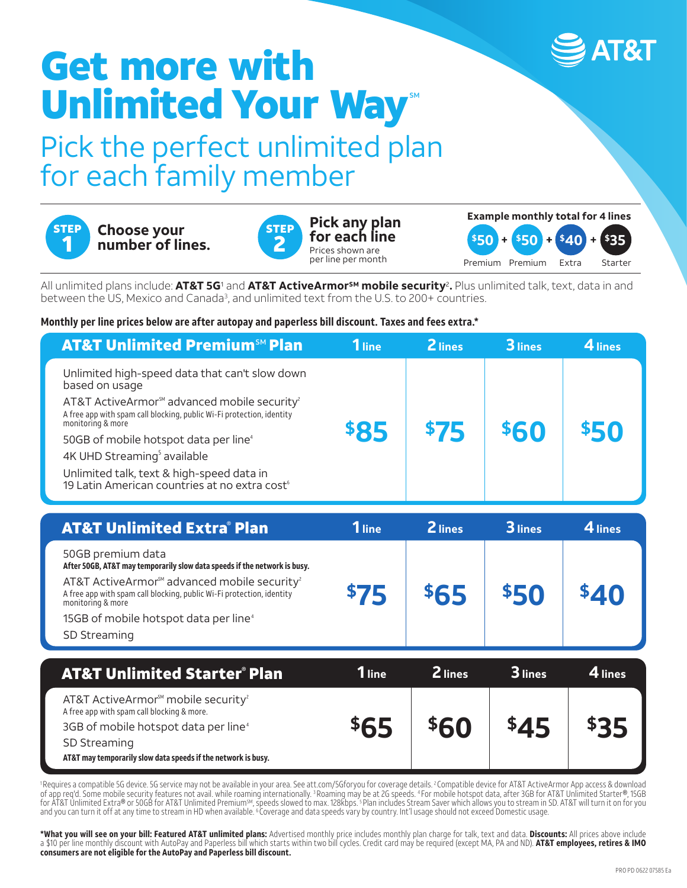AT&T

# Get more with Unlimited Your Way℠

## Pick the perfect unlimited plan for each family member

**STEP 1** Choose your number of lines.

**STEP 2** Pick any plan for each line
Prices shown are per line per month

**Example monthly total for 4 lines**
$50 + $50 + $40 + $35
Premium, Premium, Extra, Starter

All unlimited plans include: **AT&T 5G**[1] and **AT&T ActiveArmor℠ mobile security**[2]**.** Plus unlimited talk, text, data in and between the US, Mexico and Canada[3], and unlimited text from the U.S. to 200+ countries.

**Monthly per line prices below are after autopay and paperless bill discount. Taxes and fees extra.***

| AT&T Unlimited Premium℠ Plan | 1 line | 2 lines | 3 lines | 4 lines |
|---|---|---|---|---|
| Unlimited high-speed data that can't slow down based on usage<br>AT&T ActiveArmor℠ advanced mobile security[2]<br>A free app with spam call blocking, public Wi-Fi protection, identity monitoring & more<br>50GB of mobile hotspot data per line[4]<br>4K UHD Streaming[5] available<br>Unlimited talk, text & high-speed data in 19 Latin American countries at no extra cost[6] | $85 | $75 | $60 | $50 |

| AT&T Unlimited Extra® Plan | 1 line | 2 lines | 3 lines | 4 lines |
|---|---|---|---|---|
| 50GB premium data<br>**After 50GB, AT&T may temporarily slow data speeds if the network is busy.**<br>AT&T ActiveArmor℠ advanced mobile security[2]<br>A free app with spam call blocking, public Wi-Fi protection, identity monitoring & more<br>15GB of mobile hotspot data per line[4]<br>SD Streaming | $75 | $65 | $50 | $40 |

| AT&T Unlimited Starter® Plan | 1 line | 2 lines | 3 lines | 4 lines |
|---|---|---|---|---|
| AT&T ActiveArmor℠ mobile security[2]<br>A free app with spam call blocking & more.<br>3GB of mobile hotspot data per line[4]<br>SD Streaming<br>**AT&T may temporarily slow data speeds if the network is busy.** | $65 | $60 | $45 | $35 |

[1]Requires a compatible 5G device. 5G service may not be available in your area. See att.com/5Gforyou for coverage details. [2]Compatible device for AT&T ActiveArmor App access & download of app req'd. Some mobile security features not avail. while roaming internationally. [3]Roaming may be at 2G speeds. [4]For mobile hotspot data, after 3GB for AT&T Unlimited Starter®, 15GB for AT&T Unlimited Extra® or 50GB for AT&T Unlimited Premium℠, speeds slowed to max. 128kbps. [5]Plan includes Stream Saver which allows you to stream in SD. AT&T will turn it on for you and you can turn it off at any time to stream in HD when available. [6]Coverage and data speeds vary by country. Int'l usage should not exceed Domestic usage.

***What you will see on your bill: Featured AT&T unlimited plans:** Advertised monthly price includes monthly plan charge for talk, text and data. **Discounts:** All prices above include a $10 per line monthly discount with AutoPay and Paperless bill which starts within two bill cycles. Credit card may be required (except MA, PA and ND). **AT&T employees, retires & IMO consumers are not eligible for the AutoPay and Paperless bill discount.**

PRO PD 0622 07585 Ea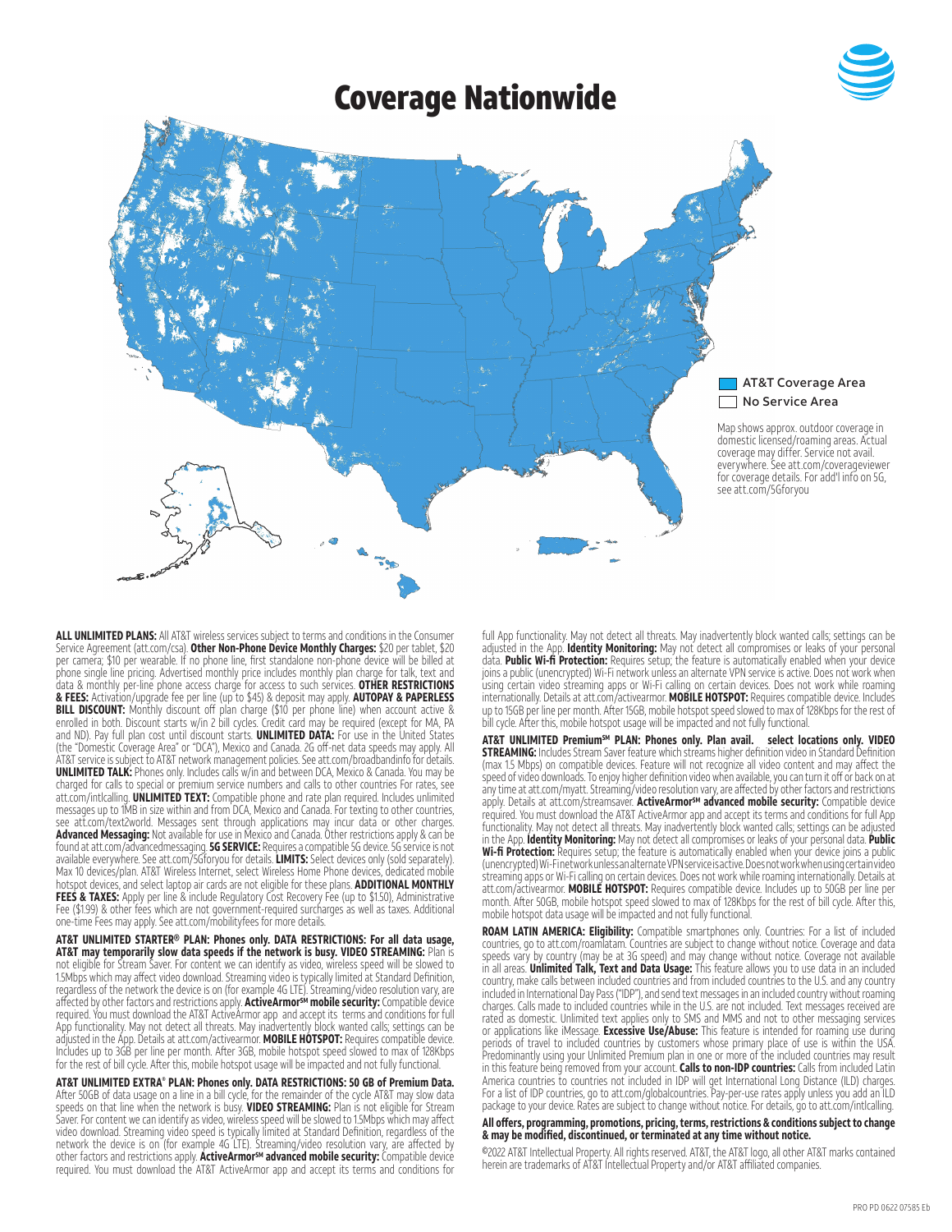# Coverage Nationwide

AT&T Coverage Area
No Service Area

Map shows approx. outdoor coverage in domestic licensed/roaming areas. Actual coverage may differ. Service not avail. everywhere. See att.com/coverageviewer for coverage details. For add'l info on 5G, see att.com/5Gforyou

**ALL UNLIMITED PLANS:** All AT&T wireless services subject to terms and conditions in the Consumer Service Agreement (att.com/csa). **Other Non-Phone Device Monthly Charges:** $20 per tablet, $20 per camera; $10 per wearable. If no phone line, first standalone non-phone device will be billed at phone single line pricing. Advertised monthly price includes monthly plan charge for talk, text and data & monthly per-line phone access charge for access to such services. **OTHER RESTRICTIONS & FEES:** Activation/upgrade fee per line (up to $45) & deposit may apply. **AUTOPAY & PAPERLESS BILL DISCOUNT:** Monthly discount off plan charge ($10 per phone line) when account active & enrolled in both. Discount starts w/in 2 bill cycles. Credit card may be required (except for MA, PA and ND). Pay full plan cost until discount starts. **UNLIMITED DATA:** For use in the United States (the "Domestic Coverage Area" or "DCA"), Mexico and Canada. 2G off-net data speeds may apply. All AT&T service is subject to AT&T network management policies. See att.com/broadbandinfo for details. **UNLIMITED TALK:** Phones only. Includes calls w/in and between DCA, Mexico & Canada. You may be charged for calls to special or premium service numbers and calls to other countries For rates, see att.com/intlcalling. **UNLIMITED TEXT:** Compatible phone and rate plan required. Includes unlimited messages up to 1MB in size within and from DCA, Mexico and Canada. For texting to other countries, see att.com/text2world. Messages sent through applications may incur data or other charges. **Advanced Messaging:** Not available for use in Mexico and Canada. Other restrictions apply & can be found at att.com/advancedmessaging. **5G SERVICE:** Requires a compatible 5G device. 5G service is not available everywhere. See att.com/5Gforyou for details. **LIMITS:** Select devices only (sold separately). Max 10 devices/plan. AT&T Wireless Internet, select Wireless Home Phone devices, dedicated mobile hotspot devices, and select laptop air cards are not eligible for these plans. **ADDITIONAL MONTHLY FEES & TAXES:** Apply per line & include Regulatory Cost Recovery Fee (up to $1.50), Administrative Fee ($1.99) & other fees which are not government-required surcharges as well as taxes. Additional one-time Fees may apply. See att.com/mobilityfees for more details.

**AT&T UNLIMITED STARTER® PLAN: Phones only. DATA RESTRICTIONS: For all data usage, AT&T may temporarily slow data speeds if the network is busy. VIDEO STREAMING:** Plan is not eligible for Stream Saver. For content we can identify as video, wireless speed will be slowed to 1.5Mbps which may affect video download. Streaming video is typically limited at Standard Definition, regardless of the network the device is on (for example 4G LTE). Streaming/video resolution vary, are affected by other factors and restrictions apply. **ActiveArmor℠ mobile security:** Compatible device required. You must download the AT&T ActiveArmor app and accept its terms and conditions for full App functionality. May not detect all threats. May inadvertently block wanted calls; settings can be adjusted in the App. Details at att.com/activearmor. **MOBILE HOTSPOT:** Requires compatible device. Includes up to 3GB per line per month. After 3GB, mobile hotspot speed slowed to max of 128Kbps for the rest of bill cycle. After this, mobile hotspot usage will be impacted and not fully functional.

**AT&T UNLIMITED EXTRA® PLAN: Phones only. DATA RESTRICTIONS: 50 GB of Premium Data.** After 50GB of data usage on a line in a bill cycle, for the remainder of the cycle AT&T may slow data speeds on that line when the network is busy. **VIDEO STREAMING:** Plan is not eligible for Stream Saver. For content we can identify as video, wireless speed will be slowed to 1.5Mbps which may affect video download. Streaming video speed is typically limited at Standard Definition, regardless of the network the device is on (for example 4G LTE). Streaming/video resolution vary, are affected by other factors and restrictions apply. **ActiveArmor℠ advanced mobile security:** Compatible device required. You must download the AT&T ActiveArmor app and accept its terms and conditions for full App functionality. May not detect all threats. May inadvertently block wanted calls; settings can be adjusted in the App. **Identity Monitoring:** May not detect all compromises or leaks of your personal data. **Public Wi-fi Protection:** Requires setup; the feature is automatically enabled when your device joins a public (unencrypted) Wi-Fi network unless an alternate VPN service is active. Does not work when using certain video streaming apps or Wi-Fi calling on certain devices. Does not work while roaming internationally. Details at att.com/activearmor. **MOBILE HOTSPOT:** Requires compatible device. Includes up to 15GB per line per month. After 15GB, mobile hotspot speed slowed to max of 128Kbps for the rest of bill cycle. After this, mobile hotspot usage will be impacted and not fully functional.

**AT&T UNLIMITED Premium℠ PLAN: Phones only. Plan avail. select locations only. VIDEO STREAMING:** Includes Stream Saver feature which streams higher definition video in Standard Definition (max 1.5 Mbps) on compatible devices. Feature will not recognize all video content and may affect the speed of video downloads. To enjoy higher definition video when available, you can turn it off or back on at any time at att.com/myatt. Streaming/video resolution vary, are affected by other factors and restrictions apply. Details at att.com/streamsaver. **ActiveArmor℠ advanced mobile security:** Compatible device required. You must download the AT&T ActiveArmor app and accept its terms and conditions for full App functionality. May not detect all threats. May inadvertently block wanted calls; settings can be adjusted in the App. **Identity Monitoring:** May not detect all compromises or leaks of your personal data. **Public Wi-fi Protection:** Requires setup; the feature is automatically enabled when your device joins a public (unencrypted) Wi-Fi network unless an alternate VPN service is active. Does not work when using certain video streaming apps or Wi-Fi calling on certain devices. Does not work while roaming internationally. Details at att.com/activearmor. **MOBILE HOTSPOT:** Requires compatible device. Includes up to 50GB per line per month. After 50GB, mobile hotspot speed slowed to max of 128Kbps for the rest of bill cycle. After this, mobile hotspot data usage will be impacted and not fully functional.

**ROAM LATIN AMERICA: Eligibility:** Compatible smartphones only. Countries: For a list of included countries, go to att.com/roamlatam. Countries are subject to change without notice. Coverage and data speeds vary by country (may be at 3G speed) and may change without notice. Coverage not available in all areas. **Unlimited Talk, Text and Data Usage:** This feature allows you to use data in an included country, make calls between included countries and from included countries to the U.S. and any country included in International Day Pass ("IDP"), and send text messages in an included country without roaming charges. Calls made to included countries while in the U.S. are not included. Text messages received are rated as domestic. Unlimited text applies only to SMS and MMS and not to other messaging services or applications like iMessage. **Excessive Use/Abuse:** This feature is intended for roaming use during periods of travel to included countries by customers whose primary place of use is within the USA. Predominantly using your Unlimited Premium plan in one or more of the included countries may result in this feature being removed from your account. **Calls to non-IDP countries:** Calls from included Latin America countries to countries not included in IDP will get International Long Distance (ILD) charges. For a list of IDP countries, go to att.com/globalcountries. Pay-per-use rates apply unless you add an ILD package to your device. Rates are subject to change without notice. For details, go to att.com/intlcalling.

**All offers, programming, promotions, pricing, terms, restrictions & conditions subject to change & may be modified, discontinued, or terminated at any time without notice.**

©2022 AT&T Intellectual Property. All rights reserved. AT&T, the AT&T logo, all other AT&T marks contained herein are trademarks of AT&T Intellectual Property and/or AT&T affiliated companies.

PRO PD 0622 07585 Eb